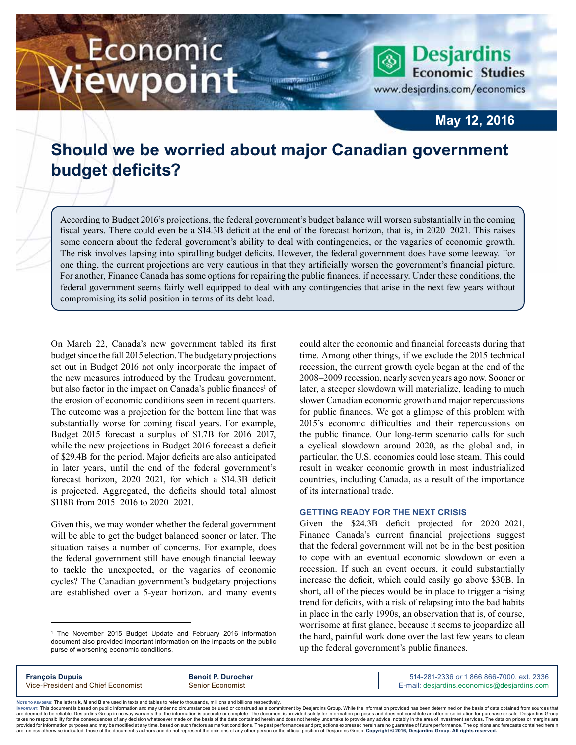# Economic Viewpoint

**Desjardins Economic Studies**

www.desjardins.com/economics

**May 12, 2016**

## Should we be worried about major Canadian government budget deficits?

According to Budget 2016's projections, the federal government's budget balance will worsen substantially in the coming fiscal years. There could even be a $14.3B deficit at the end of the forecast horizon, that is, in 2020–2021. This raises some concern about the federal government's ability to deal with contingencies, or the vagaries of economic growth. The risk involves lapsing into spiralling budget deficits. However, the federal government does have some leeway. For one thing, the current projections are very cautious in that they artificially worsen the government's financial picture. For another, Finance Canada has some options for repairing the public finances, if necessary. Under these conditions, the federal government seems fairly well equipped to deal with any contingencies that arise in the next few years without compromising its solid position in terms of its debt load.

On March 22, Canada's new government tabled its first budget since the fall 2015 election. The budgetary projections set out in Budget 2016 not only incorporate the impact of the new measures introduced by the Trudeau government, but also factor in the impact on Canada's public finances[1] of the erosion of economic conditions seen in recent quarters. The outcome was a projection for the bottom line that was substantially worse for coming fiscal years. For example, Budget 2015 forecast a surplus of $1.7B for 2016–2017, while the new projections in Budget 2016 forecast a deficit of $29.4B for the period. Major deficits are also anticipated in later years, until the end of the federal government's forecast horizon, 2020–2021, for which a $14.3B deficit is projected. Aggregated, the deficits should total almost $118B from 2015–2016 to 2020–2021.

Given this, we may wonder whether the federal government will be able to get the budget balanced sooner or later. The situation raises a number of concerns. For example, does the federal government still have enough financial leeway to tackle the unexpected, or the vagaries of economic cycles? The Canadian government's budgetary projections are established over a 5-year horizon, and many events could alter the economic and financial forecasts during that time. Among other things, if we exclude the 2015 technical recession, the current growth cycle began at the end of the 2008–2009 recession, nearly seven years ago now. Sooner or later, a steeper slowdown will materialize, leading to much slower Canadian economic growth and major repercussions for public finances. We got a glimpse of this problem with 2015's economic difficulties and their repercussions on the public finance. Our long-term scenario calls for such a cyclical slowdown around 2020, as the global and, in particular, the U.S. economies could lose steam. This could result in weaker economic growth in most industrialized countries, including Canada, as a result of the importance of its international trade.

### GETTING READY FOR THE NEXT CRISIS

Given the $24.3B deficit projected for 2020–2021, Finance Canada's current financial projections suggest that the federal government will not be in the best position to cope with an eventual economic slowdown or even a recession. If such an event occurs, it could substantially increase the deficit, which could easily go above $30B. In short, all of the pieces would be in place to trigger a rising trend for deficits, with a risk of relapsing into the bad habits in place in the early 1990s, an observation that is, of course, worrisome at first glance, because it seems to jeopardize all the hard, painful work done over the last few years to clean up the federal government's public finances.

[1] The November 2015 Budget Update and February 2016 information document also provided important information on the impacts on the public purse of worsening economic conditions.

**François Dupuis**
Vice-President and Chief Economist

**Benoit P. Durocher**
Senior Economist

514-281-2336 *or* 1 866 866-7000, ext. 2336
E-mail: desjardins.economics@desjardins.com

Note to readers: The letters **k**, **M** and **B** are used in texts and tables to refer to thousands, millions and billions respectively.

Important: This document is based on public information and may under no circumstances be used or construed as a commitment by Desjardins Group. While the information provided has been determined on the basis of data obtained from sources that are deemed to be reliable, Desjardins Group in no way warrants that the information is accurate or complete. The document is provided solely for information purposes and does not constitute an offer or solicitation for purchase or sale. Desjardins Group takes no responsibility for the consequences of any decision whatsoever made on the basis of the data contained herein and does not hereby undertake to provide any advice, notably in the area of investment services. The data on prices or margins are provided for information purposes and may be modified at any time, based on such factors as market conditions. The past performances and projections expressed herein are no guarantee of future performance. The opinions and forecasts contained herein are, unless otherwise indicated, those of the document's authors and do not represent the opinions of any other person or the official position of Desjardins Group. **Copyright © 2016, Desjardins Group. All rights reserved.**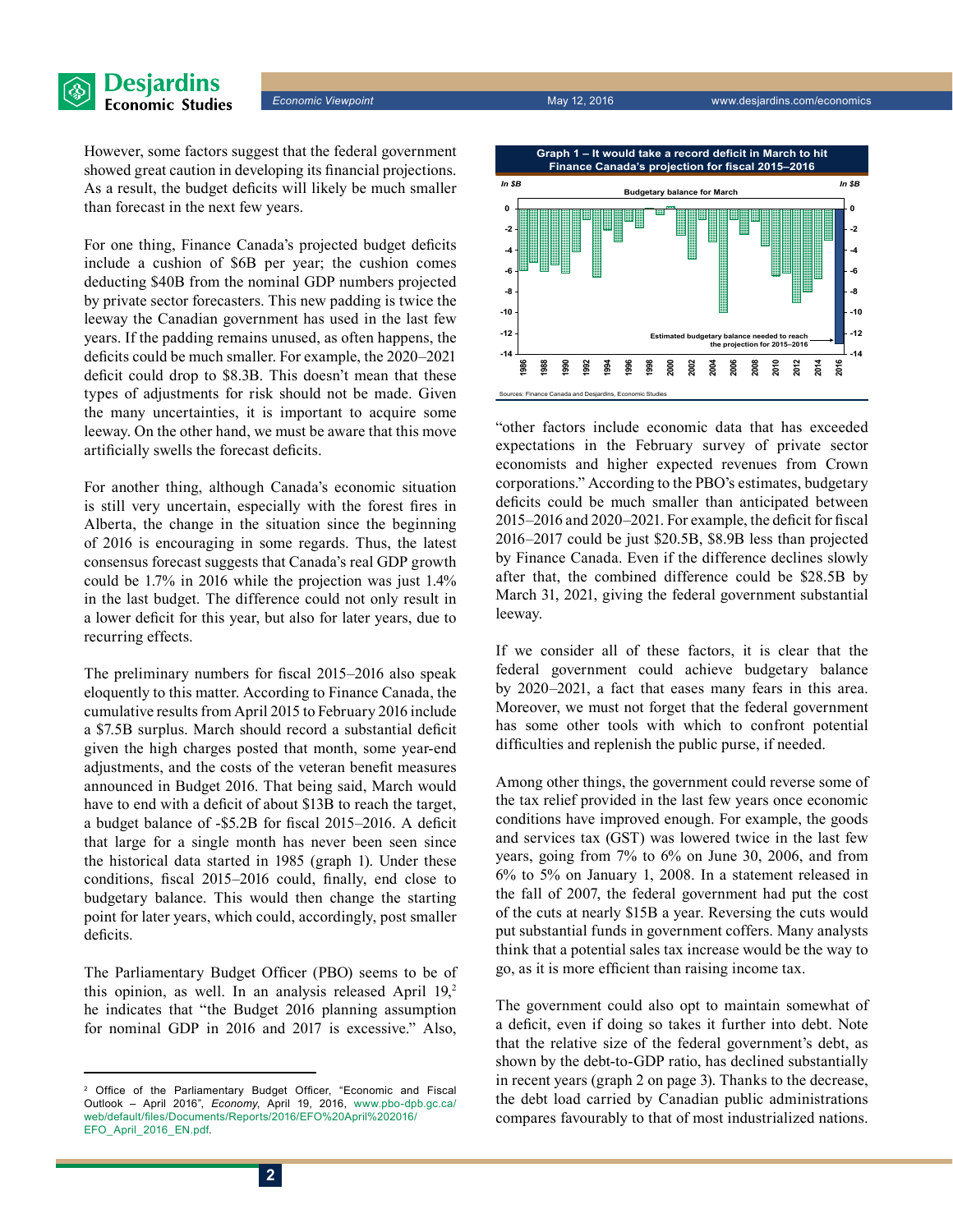However, some factors suggest that the federal government showed great caution in developing its financial projections. As a result, the budget deficits will likely be much smaller than forecast in the next few years.

For one thing, Finance Canada's projected budget deficits include a cushion of $6B per year; the cushion comes deducting $40B from the nominal GDP numbers projected by private sector forecasters. This new padding is twice the leeway the Canadian government has used in the last few years. If the padding remains unused, as often happens, the deficits could be much smaller. For example, the 2020–2021 deficit could drop to $8.3B. This doesn't mean that these types of adjustments for risk should not be made. Given the many uncertainties, it is important to acquire some leeway. On the other hand, we must be aware that this move artificially swells the forecast deficits.

For another thing, although Canada's economic situation is still very uncertain, especially with the forest fires in Alberta, the change in the situation since the beginning of 2016 is encouraging in some regards. Thus, the latest consensus forecast suggests that Canada's real GDP growth could be 1.7% in 2016 while the projection was just 1.4% in the last budget. The difference could not only result in a lower deficit for this year, but also for later years, due to recurring effects.

The preliminary numbers for fiscal 2015–2016 also speak eloquently to this matter. According to Finance Canada, the cumulative results from April 2015 to February 2016 include a $7.5B surplus. March should record a substantial deficit given the high charges posted that month, some year-end adjustments, and the costs of the veteran benefit measures announced in Budget 2016. That being said, March would have to end with a deficit of about $13B to reach the target, a budget balance of -$5.2B for fiscal 2015–2016. A deficit that large for a single month has never been seen since the historical data started in 1985 (graph 1). Under these conditions, fiscal 2015–2016 could, finally, end close to budgetary balance. This would then change the starting point for later years, which could, accordingly, post smaller deficits.

The Parliamentary Budget Officer (PBO) seems to be of this opinion, as well. In an analysis released April 19,[2] he indicates that "the Budget 2016 planning assumption for nominal GDP in 2016 and 2017 is excessive." Also, "other factors include economic data that has exceeded expectations in the February survey of private sector economists and higher expected revenues from Crown corporations." According to the PBO's estimates, budgetary deficits could be much smaller than anticipated between 2015–2016 and 2020–2021. For example, the deficit for fiscal 2016–2017 could be just $20.5B, $8.9B less than projected by Finance Canada. Even if the difference declines slowly after that, the combined difference could be $28.5B by March 31, 2021, giving the federal government substantial leeway.

**Graph 1 – It would take a record deficit in March to hit Finance Canada's projection for fiscal 2015–2016**

Budgetary balance for March (In $B)

Estimated budgetary balance needed to reach the projection for 2015–2016

Sources: Finance Canada and Desjardins, Economic Studies

If we consider all of these factors, it is clear that the federal government could achieve budgetary balance by 2020–2021, a fact that eases many fears in this area. Moreover, we must not forget that the federal government has some other tools with which to confront potential difficulties and replenish the public purse, if needed.

Among other things, the government could reverse some of the tax relief provided in the last few years once economic conditions have improved enough. For example, the goods and services tax (GST) was lowered twice in the last few years, going from 7% to 6% on June 30, 2006, and from 6% to 5% on January 1, 2008. In a statement released in the fall of 2007, the federal government had put the cost of the cuts at nearly $15B a year. Reversing the cuts would put substantial funds in government coffers. Many analysts think that a potential sales tax increase would be the way to go, as it is more efficient than raising income tax.

The government could also opt to maintain somewhat of a deficit, even if doing so takes it further into debt. Note that the relative size of the federal government's debt, as shown by the debt-to-GDP ratio, has declined substantially in recent years (graph 2 on page 3). Thanks to the decrease, the debt load carried by Canadian public administrations compares favourably to that of most industrialized nations.

[2] Office of the Parliamentary Budget Officer, "Economic and Fiscal Outlook – April 2016", *Economy*, April 19, 2016, www.pbo-dpb.gc.ca/web/default/files/Documents/Reports/2016/EFO%20April%202016/EFO_April_2016_EN.pdf.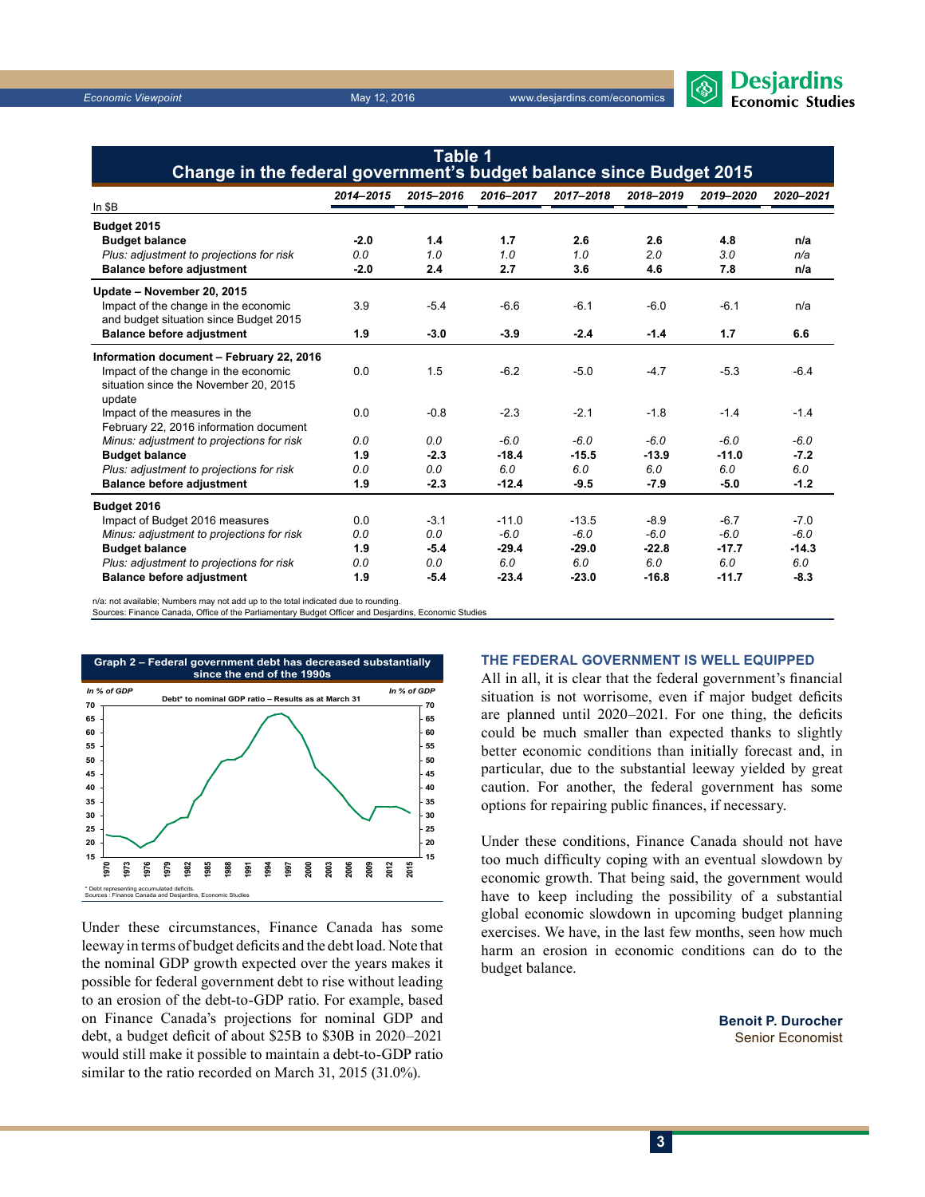**Table 1**
**Change in the federal government's budget balance since Budget 2015**

| In $B | 2014–2015 | 2015–2016 | 2016–2017 | 2017–2018 | 2018–2019 | 2019–2020 | 2020–2021 |
|---|---|---|---|---|---|---|---|
| **Budget 2015** | | | | | | | |
| **Budget balance** | **-2.0** | **1.4** | **1.7** | **2.6** | **2.6** | **4.8** | **n/a** |
| *Plus: adjustment to projections for risk* | *0.0* | *1.0* | *1.0* | *1.0* | *2.0* | *3.0* | *n/a* |
| **Balance before adjustment** | **-2.0** | **2.4** | **2.7** | **3.6** | **4.6** | **7.8** | **n/a** |
| **Update – November 20, 2015** | | | | | | | |
| Impact of the change in the economic and budget situation since Budget 2015 | 3.9 | -5.4 | -6.6 | -6.1 | -6.0 | -6.1 | n/a |
| **Balance before adjustment** | **1.9** | **-3.0** | **-3.9** | **-2.4** | **-1.4** | **1.7** | **6.6** |
| **Information document – February 22, 2016** | | | | | | | |
| Impact of the change in the economic situation since the November 20, 2015 update | 0.0 | 1.5 | -6.2 | -5.0 | -4.7 | -5.3 | -6.4 |
| Impact of the measures in the February 22, 2016 information document | 0.0 | -0.8 | -2.3 | -2.1 | -1.8 | -1.4 | -1.4 |
| *Minus: adjustment to projections for risk* | *0.0* | *0.0* | *-6.0* | *-6.0* | *-6.0* | *-6.0* | *-6.0* |
| **Budget balance** | **1.9** | **-2.3** | **-18.4** | **-15.5** | **-13.9** | **-11.0** | **-7.2** |
| *Plus: adjustment to projections for risk* | *0.0* | *0.0* | *6.0* | *6.0* | *6.0* | *6.0* | *6.0* |
| **Balance before adjustment** | **1.9** | **-2.3** | **-12.4** | **-9.5** | **-7.9** | **-5.0** | **-1.2** |
| **Budget 2016** | | | | | | | |
| Impact of Budget 2016 measures | 0.0 | -3.1 | -11.0 | -13.5 | -8.9 | -6.7 | -7.0 |
| *Minus: adjustment to projections for risk* | *0.0* | *0.0* | *-6.0* | *-6.0* | *-6.0* | *-6.0* | *-6.0* |
| **Budget balance** | **1.9** | **-5.4** | **-29.4** | **-29.0** | **-22.8** | **-17.7** | **-14.3** |
| *Plus: adjustment to projections for risk* | *0.0* | *0.0* | *6.0* | *6.0* | *6.0* | *6.0* | *6.0* |
| **Balance before adjustment** | **1.9** | **-5.4** | **-23.4** | **-23.0** | **-16.8** | **-11.7** | **-8.3** |

n/a: not available; Numbers may not add up to the total indicated due to rounding.
Sources: Finance Canada, Office of the Parliamentary Budget Officer and Desjardins, Economic Studies

**Graph 2 – Federal government debt has decreased substantially since the end of the 1990s**

In % of GDP

Debt* to nominal GDP ratio – Results as at March 31

In % of GDP

70, 65, 60, 55, 50, 45, 40, 35, 30, 25, 20, 15

1970, 1973, 1976, 1979, 1982, 1985, 1988, 1991, 1994, 1997, 2000, 2003, 2006, 2009, 2012, 2015

\* Debt representing accumulated deficits.
Sources : Finance Canada and Desjardins, Economic Studies

Under these circumstances, Finance Canada has some leeway in terms of budget deficits and the debt load. Note that the nominal GDP growth expected over the years makes it possible for federal government debt to rise without leading to an erosion of the debt-to-GDP ratio. For example, based on Finance Canada's projections for nominal GDP and debt, a budget deficit of about $25B to $30B in 2020–2021 would still make it possible to maintain a debt-to-GDP ratio similar to the ratio recorded on March 31, 2015 (31.0%).

## THE FEDERAL GOVERNMENT IS WELL EQUIPPED

All in all, it is clear that the federal government's financial situation is not worrisome, even if major budget deficits are planned until 2020–2021. For one thing, the deficits could be much smaller than expected thanks to slightly better economic conditions than initially forecast and, in particular, due to the substantial leeway yielded by great caution. For another, the federal government has some options for repairing public finances, if necessary.

Under these conditions, Finance Canada should not have too much difficulty coping with an eventual slowdown by economic growth. That being said, the government would have to keep including the possibility of a substantial global economic slowdown in upcoming budget planning exercises. We have, in the last few months, seen how much harm an erosion in economic conditions can do to the budget balance.

**Benoit P. Durocher**
Senior Economist